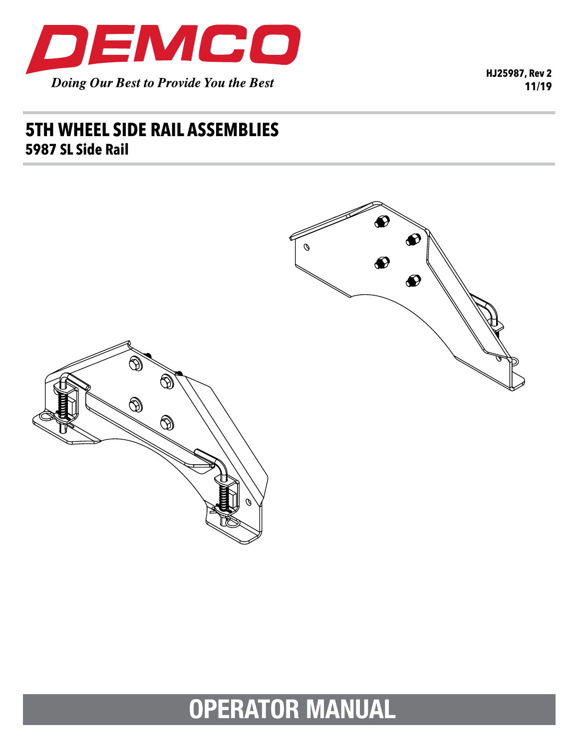DEMCO

*Doing Our Best to Provide You the Best*

**HJ25987, Rev 2**
**11/19**

# 5TH WHEEL SIDE RAIL ASSEMBLIES

## 5987 SL Side Rail

# OPERATOR MANUAL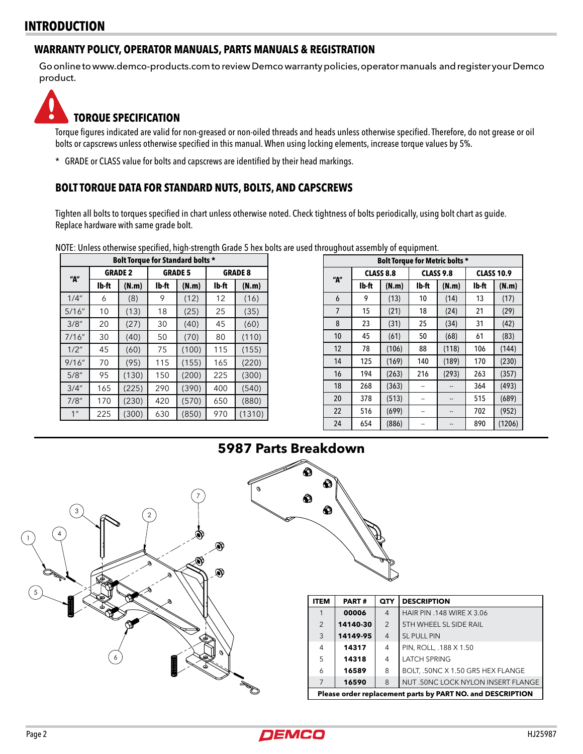# INTRODUCTION

## WARRANTY POLICY, OPERATOR MANUALS, PARTS MANUALS & REGISTRATION

Go online to www.demco-products.com to review Demco warranty policies, operator manuals and register your Demco product.

### TORQUE SPECIFICATION

Torque figures indicated are valid for non-greased or non-oiled threads and heads unless otherwise specified. Therefore, do not grease or oil bolts or capscrews unless otherwise specified in this manual. When using locking elements, increase torque values by 5%.

\* GRADE or CLASS value for bolts and capscrews are identified by their head markings.

### BOLT TORQUE DATA FOR STANDARD NUTS, BOLTS, AND CAPSCREWS

Tighten all bolts to torques specified in chart unless otherwise noted. Check tightness of bolts periodically, using bolt chart as guide. Replace hardware with same grade bolt.

NOTE: Unless otherwise specified, high-strength Grade 5 hex bolts are used throughout assembly of equipment.

| Bolt Torque for Standard bolts * | | | | | | |
|---|---|---|---|---|---|---|
| "A" | GRADE 2 | | GRADE 5 | | GRADE 8 | |
| | lb-ft | (N.m) | lb-ft | (N.m) | lb-ft | (N.m) |
| 1/4" | 6 | (8) | 9 | (12) | 12 | (16) |
| 5/16" | 10 | (13) | 18 | (25) | 25 | (35) |
| 3/8" | 20 | (27) | 30 | (40) | 45 | (60) |
| 7/16" | 30 | (40) | 50 | (70) | 80 | (110) |
| 1/2" | 45 | (60) | 75 | (100) | 115 | (155) |
| 9/16" | 70 | (95) | 115 | (155) | 165 | (220) |
| 5/8" | 95 | (130) | 150 | (200) | 225 | (300) |
| 3/4" | 165 | (225) | 290 | (390) | 400 | (540) |
| 7/8" | 170 | (230) | 420 | (570) | 650 | (880) |
| 1" | 225 | (300) | 630 | (850) | 970 | (1310) |

| Bolt Torque for Metric bolts * | | | | | | |
|---|---|---|---|---|---|---|
| "A" | CLASS 8.8 | | CLASS 9.8 | | CLASS 10.9 | |
| | lb-ft | (N.m) | lb-ft | (N.m) | lb-ft | (N.m) |
| 6 | 9 | (13) | 10 | (14) | 13 | (17) |
| 7 | 15 | (21) | 18 | (24) | 21 | (29) |
| 8 | 23 | (31) | 25 | (34) | 31 | (42) |
| 10 | 45 | (61) | 50 | (68) | 61 | (83) |
| 12 | 78 | (106) | 88 | (118) | 106 | (144) |
| 14 | 125 | (169) | 140 | (189) | 170 | (230) |
| 16 | 194 | (263) | 216 | (293) | 263 | (357) |
| 18 | 268 | (363) | -- | -- | 364 | (493) |
| 20 | 378 | (513) | -- | -- | 515 | (689) |
| 22 | 516 | (699) | -- | -- | 702 | (952) |
| 24 | 654 | (886) | -- | -- | 890 | (1206) |

## 5987 Parts Breakdown

| ITEM | PART # | QTY | DESCRIPTION |
|---|---|---|---|
| 1 | 00006 | 4 | HAIR PIN .148 WIRE X 3.06 |
| 2 | 14140-30 | 2 | 5TH WHEEL SL SIDE RAIL |
| 3 | 14149-95 | 4 | SL PULL PIN |
| 4 | 14317 | 4 | PIN, ROLL, .188 X 1.50 |
| 5 | 14318 | 4 | LATCH SPRING |
| 6 | 16589 | 8 | BOLT, .50NC X 1.50 GR5 HEX FLANGE |
| 7 | 16590 | 8 | NUT .50NC LOCK NYLON INSERT FLANGE |

Please order replacement parts by PART NO. and DESCRIPTION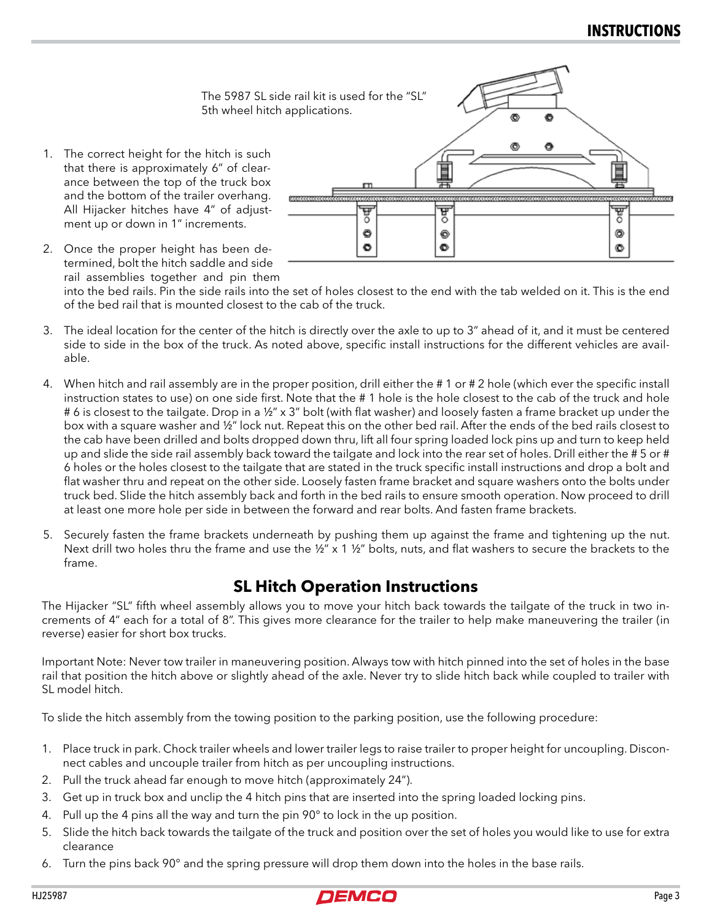The 5987 SL side rail kit is used for the "SL" 5th wheel hitch applications.

1. The correct height for the hitch is such that there is approximately 6" of clearance between the top of the truck box and the bottom of the trailer overhang. All Hijacker hitches have 4" of adjustment up or down in 1" increments.
2. Once the proper height has been determined, bolt the hitch saddle and side rail assemblies together and pin them into the bed rails. Pin the side rails into the set of holes closest to the end with the tab welded on it. This is the end of the bed rail that is mounted closest to the cab of the truck.
3. The ideal location for the center of the hitch is directly over the axle to up to 3" ahead of it, and it must be centered side to side in the box of the truck. As noted above, specific install instructions for the different vehicles are available.
4. When hitch and rail assembly are in the proper position, drill either the # 1 or # 2 hole (which ever the specific install instruction states to use) on one side first. Note that the # 1 hole is the hole closest to the cab of the truck and hole # 6 is closest to the tailgate. Drop in a ½" x 3" bolt (with flat washer) and loosely fasten a frame bracket up under the box with a square washer and ½" lock nut. Repeat this on the other bed rail. After the ends of the bed rails closest to the cab have been drilled and bolts dropped down thru, lift all four spring loaded lock pins up and turn to keep held up and slide the side rail assembly back toward the tailgate and lock into the rear set of holes. Drill either the # 5 or # 6 holes or the holes closest to the tailgate that are stated in the truck specific install instructions and drop a bolt and flat washer thru and repeat on the other side. Loosely fasten frame bracket and square washers onto the bolts under truck bed. Slide the hitch assembly back and forth in the bed rails to ensure smooth operation. Now proceed to drill at least one more hole per side in between the forward and rear bolts. And fasten frame brackets.
5. Securely fasten the frame brackets underneath by pushing them up against the frame and tightening up the nut. Next drill two holes thru the frame and use the ½" x 1 ½" bolts, nuts, and flat washers to secure the brackets to the frame.

## SL Hitch Operation Instructions

The Hijacker "SL" fifth wheel assembly allows you to move your hitch back towards the tailgate of the truck in two increments of 4" each for a total of 8". This gives more clearance for the trailer to help make maneuvering the trailer (in reverse) easier for short box trucks.

Important Note: Never tow trailer in maneuvering position. Always tow with hitch pinned into the set of holes in the base rail that position the hitch above or slightly ahead of the axle. Never try to slide hitch back while coupled to trailer with SL model hitch.

To slide the hitch assembly from the towing position to the parking position, use the following procedure:

1. Place truck in park. Chock trailer wheels and lower trailer legs to raise trailer to proper height for uncoupling. Disconnect cables and uncouple trailer from hitch as per uncoupling instructions.
2. Pull the truck ahead far enough to move hitch (approximately 24").
3. Get up in truck box and unclip the 4 hitch pins that are inserted into the spring loaded locking pins.
4. Pull up the 4 pins all the way and turn the pin 90° to lock in the up position.
5. Slide the hitch back towards the tailgate of the truck and position over the set of holes you would like to use for extra clearance
6. Turn the pins back 90° and the spring pressure will drop them down into the holes in the base rails.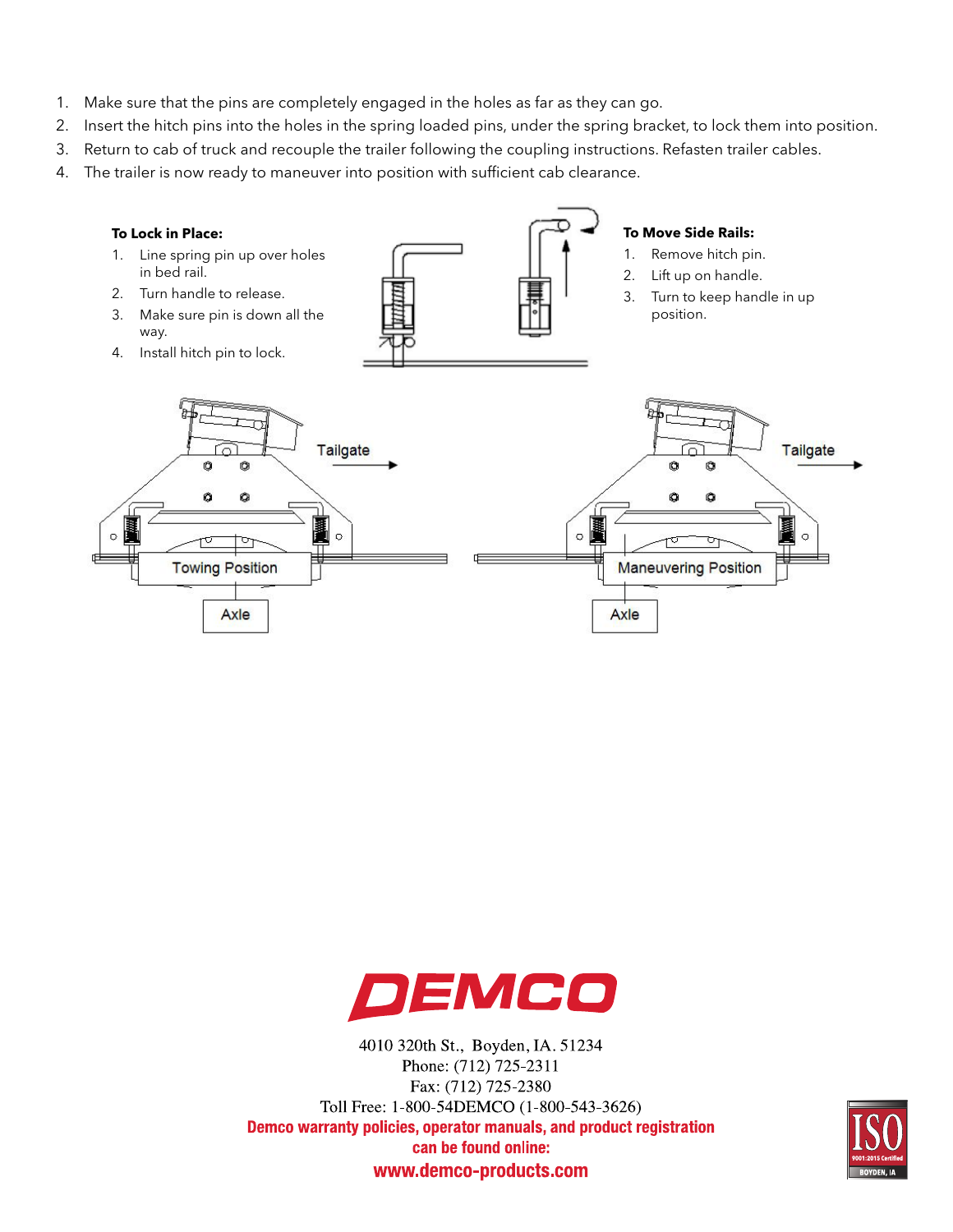1. Make sure that the pins are completely engaged in the holes as far as they can go.
2. Insert the hitch pins into the holes in the spring loaded pins, under the spring bracket, to lock them into position.
3. Return to cab of truck and recouple the trailer following the coupling instructions. Refasten trailer cables.
4. The trailer is now ready to maneuver into position with sufficient cab clearance.

**To Lock in Place:**

1. Line spring pin up over holes in bed rail.
2. Turn handle to release.
3. Make sure pin is down all the way.
4. Install hitch pin to lock.

**To Move Side Rails:**

1. Remove hitch pin.
2. Lift up on handle.
3. Turn to keep handle in up position.

Tailgate

Towing Position

Axle

Tailgate

Maneuvering Position

Axle

DEMCO

4010 320th St., Boyden, IA. 51234
Phone: (712) 725-2311
Fax: (712) 725-2380
Toll Free: 1-800-54DEMCO (1-800-543-3626)

**Demco warranty policies, operator manuals, and product registration can be found online:**

**www.demco-products.com**

ISO 9001:2015 Certified BOYDEN, IA